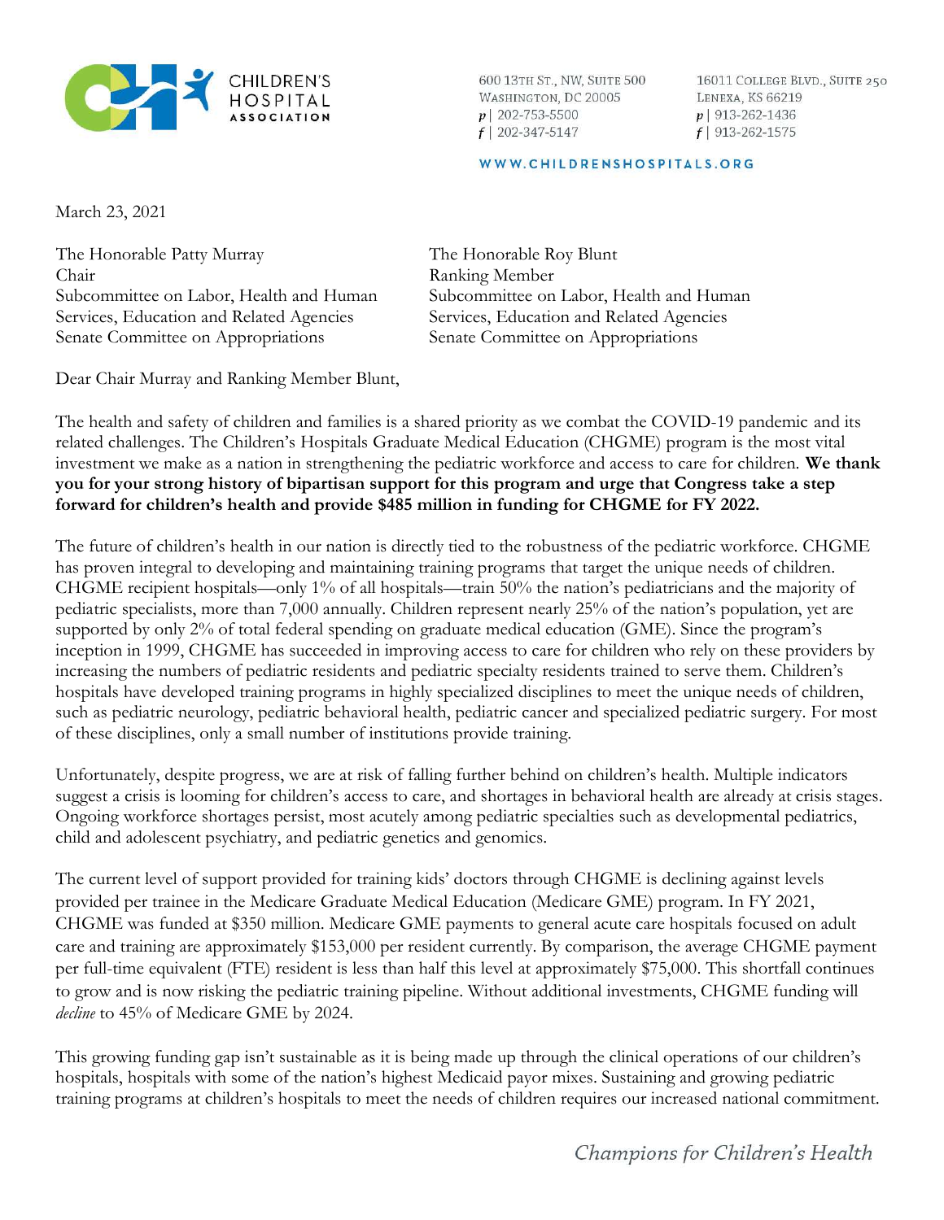CHILDREN'S HOSPITAL ASSOCIATION

600 13TH ST., NW, SUITE 500
WASHINGTON, DC 20005
p | 202-753-5500
f | 202-347-5147

16011 COLLEGE BLVD., SUITE 250
LENEXA, KS 66219
p | 913-262-1436
f | 913-262-1575

WWW.CHILDRENSHOSPITALS.ORG

March 23, 2021

The Honorable Patty Murray
Chair
Subcommittee on Labor, Health and Human Services, Education and Related Agencies
Senate Committee on Appropriations

The Honorable Roy Blunt
Ranking Member
Subcommittee on Labor, Health and Human Services, Education and Related Agencies
Senate Committee on Appropriations

Dear Chair Murray and Ranking Member Blunt,

The health and safety of children and families is a shared priority as we combat the COVID-19 pandemic and its related challenges. The Children's Hospitals Graduate Medical Education (CHGME) program is the most vital investment we make as a nation in strengthening the pediatric workforce and access to care for children. **We thank you for your strong history of bipartisan support for this program and urge that Congress take a step forward for children's health and provide $485 million in funding for CHGME for FY 2022.**

The future of children's health in our nation is directly tied to the robustness of the pediatric workforce. CHGME has proven integral to developing and maintaining training programs that target the unique needs of children. CHGME recipient hospitals—only 1% of all hospitals—train 50% the nation's pediatricians and the majority of pediatric specialists, more than 7,000 annually. Children represent nearly 25% of the nation's population, yet are supported by only 2% of total federal spending on graduate medical education (GME). Since the program's inception in 1999, CHGME has succeeded in improving access to care for children who rely on these providers by increasing the numbers of pediatric residents and pediatric specialty residents trained to serve them. Children's hospitals have developed training programs in highly specialized disciplines to meet the unique needs of children, such as pediatric neurology, pediatric behavioral health, pediatric cancer and specialized pediatric surgery. For most of these disciplines, only a small number of institutions provide training.

Unfortunately, despite progress, we are at risk of falling further behind on children's health. Multiple indicators suggest a crisis is looming for children's access to care, and shortages in behavioral health are already at crisis stages. Ongoing workforce shortages persist, most acutely among pediatric specialties such as developmental pediatrics, child and adolescent psychiatry, and pediatric genetics and genomics.

The current level of support provided for training kids' doctors through CHGME is declining against levels provided per trainee in the Medicare Graduate Medical Education (Medicare GME) program. In FY 2021, CHGME was funded at $350 million. Medicare GME payments to general acute care hospitals focused on adult care and training are approximately $153,000 per resident currently. By comparison, the average CHGME payment per full-time equivalent (FTE) resident is less than half this level at approximately $75,000. This shortfall continues to grow and is now risking the pediatric training pipeline. Without additional investments, CHGME funding will *decline* to 45% of Medicare GME by 2024.

This growing funding gap isn't sustainable as it is being made up through the clinical operations of our children's hospitals, hospitals with some of the nation's highest Medicaid payor mixes. Sustaining and growing pediatric training programs at children's hospitals to meet the needs of children requires our increased national commitment.

*Champions for Children's Health*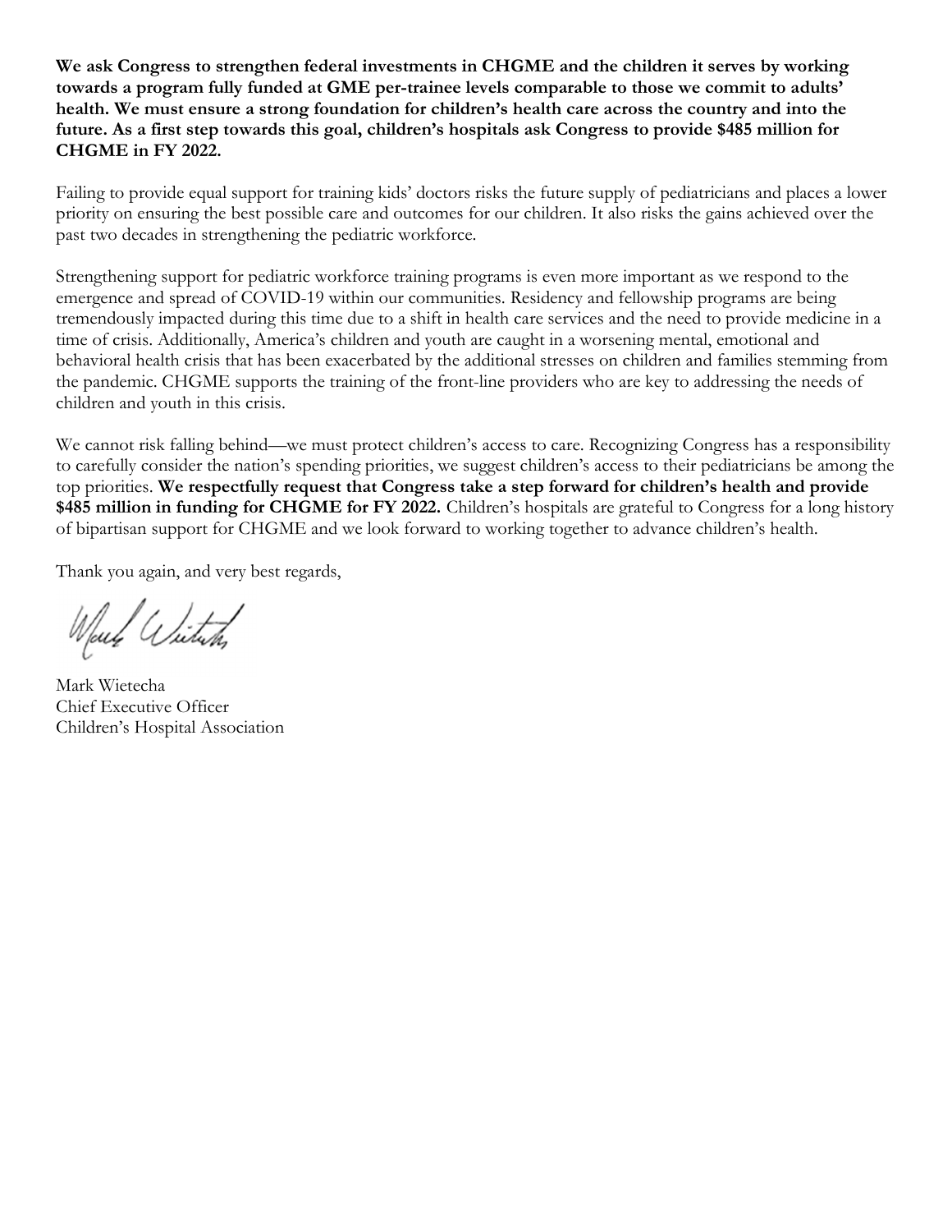**We ask Congress to strengthen federal investments in CHGME and the children it serves by working towards a program fully funded at GME per-trainee levels comparable to those we commit to adults' health. We must ensure a strong foundation for children's health care across the country and into the future. As a first step towards this goal, children's hospitals ask Congress to provide $485 million for CHGME in FY 2022.**

Failing to provide equal support for training kids' doctors risks the future supply of pediatricians and places a lower priority on ensuring the best possible care and outcomes for our children. It also risks the gains achieved over the past two decades in strengthening the pediatric workforce.

Strengthening support for pediatric workforce training programs is even more important as we respond to the emergence and spread of COVID-19 within our communities. Residency and fellowship programs are being tremendously impacted during this time due to a shift in health care services and the need to provide medicine in a time of crisis. Additionally, America's children and youth are caught in a worsening mental, emotional and behavioral health crisis that has been exacerbated by the additional stresses on children and families stemming from the pandemic. CHGME supports the training of the front-line providers who are key to addressing the needs of children and youth in this crisis.

We cannot risk falling behind—we must protect children's access to care. Recognizing Congress has a responsibility to carefully consider the nation's spending priorities, we suggest children's access to their pediatricians be among the top priorities. **We respectfully request that Congress take a step forward for children's health and provide $485 million in funding for CHGME for FY 2022.** Children's hospitals are grateful to Congress for a long history of bipartisan support for CHGME and we look forward to working together to advance children's health.

Thank you again, and very best regards,

Mark Wietecha
Chief Executive Officer
Children's Hospital Association